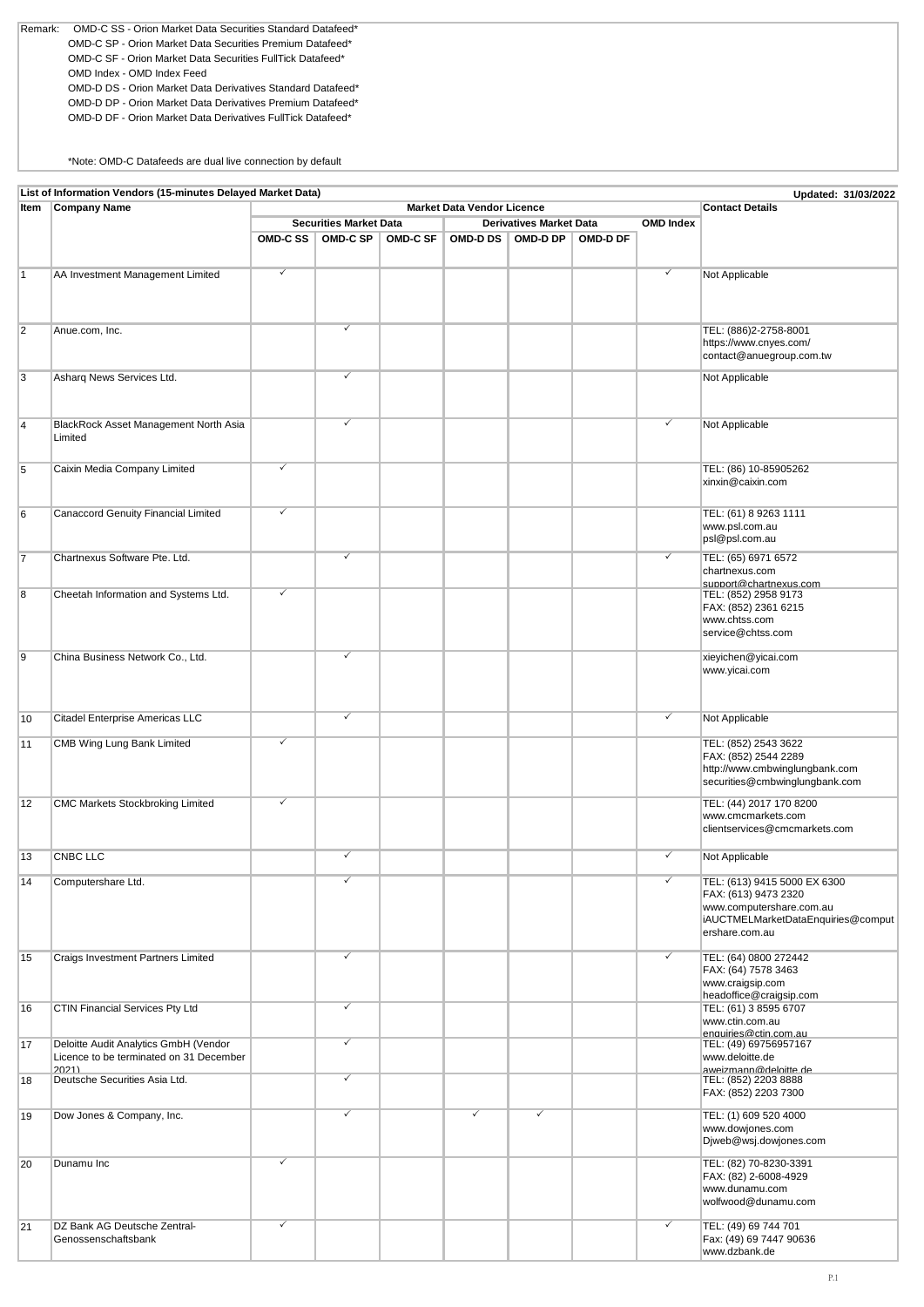Remark: OMD-C SS - Orion Market Data Securities Standard Datafeed*
OMD-C SP - Orion Market Data Securities Premium Datafeed*
OMD-C SF - Orion Market Data Securities FullTick Datafeed*
OMD Index - OMD Index Feed
OMD-D DS - Orion Market Data Derivatives Standard Datafeed*
OMD-D DP - Orion Market Data Derivatives Premium Datafeed*
OMD-D DF - Orion Market Data Derivatives FullTick Datafeed*

*Note: OMD-C Datafeeds are dual live connection by default

**List of Information Vendors (15-minutes Delayed Market Data)** Updated: 31/03/2022

| Item | Company Name | Market Data Vendor Licence | | | | | | | Contact Details |
|---|---|---|---|---|---|---|---|---|---|
| | | Securities Market Data | | | Derivatives Market Data | | | OMD Index | |
| | | OMD-C SS | OMD-C SP | OMD-C SF | OMD-D DS | OMD-D DP | OMD-D DF | | |
| 1 | AA Investment Management Limited | ✓ | | | | | | ✓ | Not Applicable |
| 2 | Anue.com, Inc. | | ✓ | | | | | | TEL: (886)2-2758-8001<br>https://www.cnyes.com/<br>contact@anuegroup.com.tw |
| 3 | Asharq News Services Ltd. | | ✓ | | | | | | Not Applicable |
| 4 | BlackRock Asset Management North Asia Limited | | ✓ | | | | | ✓ | Not Applicable |
| 5 | Caixin Media Company Limited | ✓ | | | | | | | TEL: (86) 10-85905262<br>xinxin@caixin.com |
| 6 | Canaccord Genuity Financial Limited | ✓ | | | | | | | TEL: (61) 8 9263 1111<br>www.psl.com.au<br>psl@psl.com.au |
| 7 | Chartnexus Software Pte. Ltd. | | ✓ | | | | | ✓ | TEL: (65) 6971 6572<br>chartnexus.com<br>support@chartnexus.com |
| 8 | Cheetah Information and Systems Ltd. | ✓ | | | | | | | TEL: (852) 2958 9173<br>FAX: (852) 2361 6215<br>www.chtss.com<br>service@chtss.com |
| 9 | China Business Network Co., Ltd. | | ✓ | | | | | | xieyichen@yicai.com<br>www.yicai.com |
| 10 | Citadel Enterprise Americas LLC | | ✓ | | | | | ✓ | Not Applicable |
| 11 | CMB Wing Lung Bank Limited | ✓ | | | | | | | TEL: (852) 2543 3622<br>FAX: (852) 2544 2289<br>http://www.cmbwinglungbank.com<br>securities@cmbwinglungbank.com |
| 12 | CMC Markets Stockbroking Limited | ✓ | | | | | | | TEL: (44) 2017 170 8200<br>www.cmcmarkets.com<br>clientservices@cmcmarkets.com |
| 13 | CNBC LLC | | ✓ | | | | | ✓ | Not Applicable |
| 14 | Computershare Ltd. | | ✓ | | | | | ✓ | TEL: (613) 9415 5000 EX 6300<br>FAX: (613) 9473 2320<br>www.computershare.com.au<br>iAUCTMELMarketDataEnquiries@computershare.com.au |
| 15 | Craigs Investment Partners Limited | | ✓ | | | | | ✓ | TEL: (64) 0800 272442<br>FAX: (64) 7578 3463<br>www.craigsip.com<br>headoffice@craigsip.com |
| 16 | CTIN Financial Services Pty Ltd | | ✓ | | | | | | TEL: (61) 3 8595 6707<br>www.ctin.com.au<br>enquiries@ctin.com.au |
| 17 | Deloitte Audit Analytics GmbH (Vendor Licence to be terminated on 31 December 2021) | | ✓ | | | | | | TEL: (49) 69756957167<br>www.deloitte.de<br>aweizmann@deloitte.de |
| 18 | Deutsche Securities Asia Ltd. | | ✓ | | | | | | TEL: (852) 2203 8888<br>FAX: (852) 2203 7300 |
| 19 | Dow Jones & Company, Inc. | | ✓ | | ✓ | ✓ | | | TEL: (1) 609 520 4000<br>www.dowjones.com<br>Djweb@wsj.dowjones.com |
| 20 | Dunamu Inc | ✓ | | | | | | | TEL: (82) 70-8230-3391<br>FAX: (82) 2-6008-4929<br>www.dunamu.com<br>wolfwood@dunamu.com |
| 21 | DZ Bank AG Deutsche Zentral-Genossenschaftsbank | ✓ | | | | | | ✓ | TEL: (49) 69 744 701<br>Fax: (49) 69 7447 90636<br>www.dzbank.de |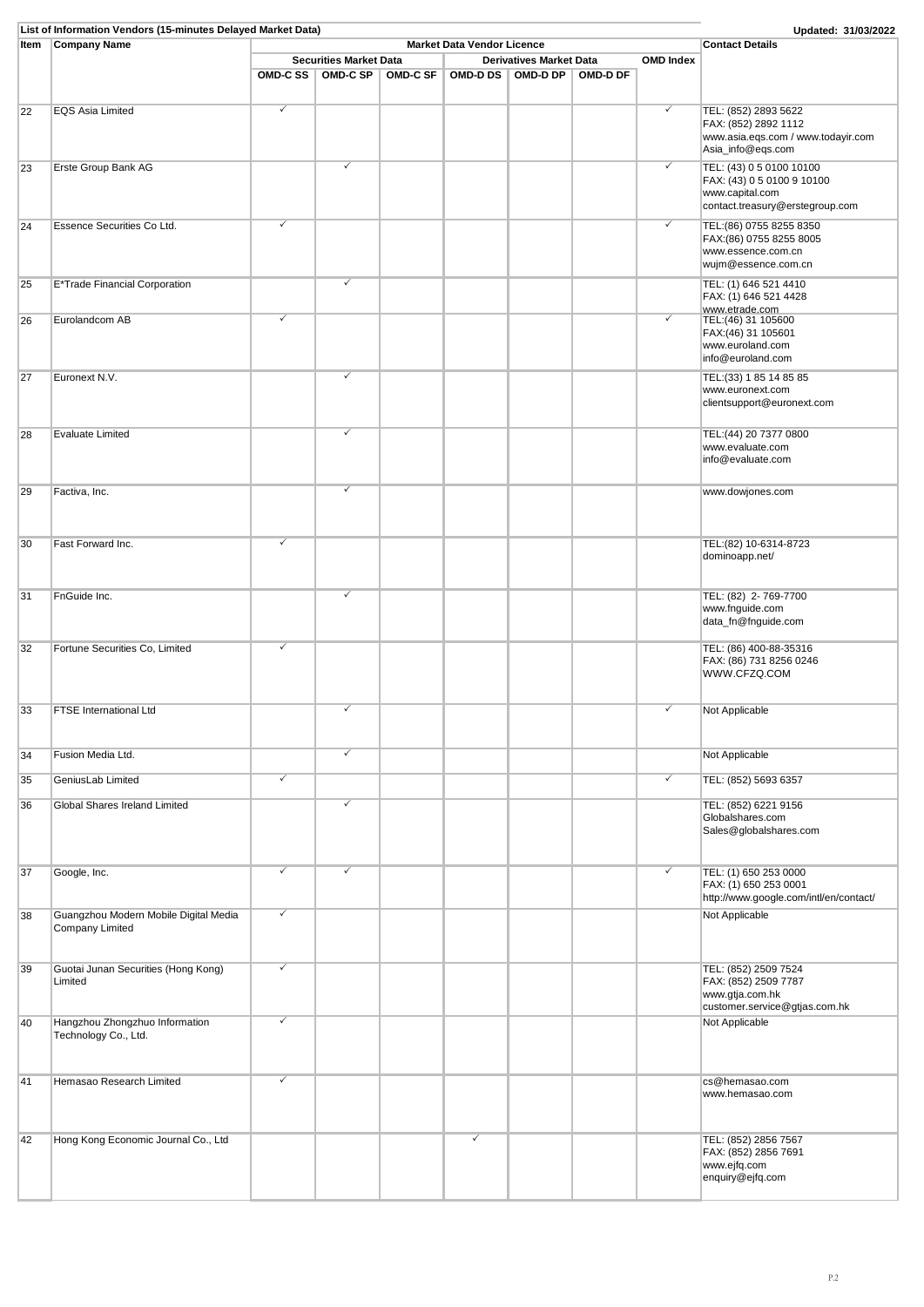**List of Information Vendors (15-minutes Delayed Market Data)**

Updated: 31/03/2022

| Item | Company Name | Market Data Vendor Licence | | | | | | | Contact Details |
|---|---|---|---|---|---|---|---|---|---|
| | | Securities Market Data | | | Derivatives Market Data | | | OMD Index | |
| | | OMD-C SS | OMD-C SP | OMD-C SF | OMD-D DS | OMD-D DP | OMD-D DF | | |
| 22 | EQS Asia Limited | ✓ | | | | | | ✓ | TEL: (852) 2893 5622<br>FAX: (852) 2892 1112<br>www.asia.eqs.com / www.todayir.com<br>Asia_info@eqs.com |
| 23 | Erste Group Bank AG | | ✓ | | | | | ✓ | TEL: (43) 0 5 0100 10100<br>FAX: (43) 0 5 0100 9 10100<br>www.capital.com<br>contact.treasury@erstegroup.com |
| 24 | Essence Securities Co Ltd. | ✓ | | | | | | ✓ | TEL:(86) 0755 8255 8350<br>FAX:(86) 0755 8255 8005<br>www.essence.com.cn<br>wujm@essence.com.cn |
| 25 | E*Trade Financial Corporation | | ✓ | | | | | | TEL: (1) 646 521 4410<br>FAX: (1) 646 521 4428<br>www.etrade.com |
| 26 | Eurolandcom AB | ✓ | | | | | | ✓ | TEL:(46) 31 105600<br>FAX:(46) 31 105601<br>www.euroland.com<br>info@euroland.com |
| 27 | Euronext N.V. | | ✓ | | | | | | TEL:(33) 1 85 14 85 85<br>www.euronext.com<br>clientsupport@euronext.com |
| 28 | Evaluate Limited | | ✓ | | | | | | TEL:(44) 20 7377 0800<br>www.evaluate.com<br>info@evaluate.com |
| 29 | Factiva, Inc. | | ✓ | | | | | | www.dowjones.com |
| 30 | Fast Forward Inc. | ✓ | | | | | | | TEL:(82) 10-6314-8723<br>dominoapp.net/ |
| 31 | FnGuide Inc. | | ✓ | | | | | | TEL: (82) 2- 769-7700<br>www.fnguide.com<br>data_fn@fnguide.com |
| 32 | Fortune Securities Co, Limited | ✓ | | | | | | | TEL: (86) 400-88-35316<br>FAX: (86) 731 8256 0246<br>WWW.CFZQ.COM |
| 33 | FTSE International Ltd | | ✓ | | | | | ✓ | Not Applicable |
| 34 | Fusion Media Ltd. | | ✓ | | | | | | Not Applicable |
| 35 | GeniusLab Limited | ✓ | | | | | | ✓ | TEL: (852) 5693 6357 |
| 36 | Global Shares Ireland Limited | | ✓ | | | | | | TEL: (852) 6221 9156<br>Globalshares.com<br>Sales@globalshares.com |
| 37 | Google, Inc. | ✓ | ✓ | | | | | ✓ | TEL: (1) 650 253 0000<br>FAX: (1) 650 253 0001<br>http://www.google.com/intl/en/contact/ |
| 38 | Guangzhou Modern Mobile Digital Media Company Limited | ✓ | | | | | | | Not Applicable |
| 39 | Guotai Junan Securities (Hong Kong) Limited | ✓ | | | | | | | TEL: (852) 2509 7524<br>FAX: (852) 2509 7787<br>www.gtja.com.hk<br>customer.service@gtjas.com.hk |
| 40 | Hangzhou Zhongzhuo Information Technology Co., Ltd. | ✓ | | | | | | | Not Applicable |
| 41 | Hemasao Research Limited | ✓ | | | | | | | cs@hemasao.com<br>www.hemasao.com |
| 42 | Hong Kong Economic Journal Co., Ltd | | | | ✓ | | | | TEL: (852) 2856 7567<br>FAX: (852) 2856 7691<br>www.ejfq.com<br>enquiry@ejfq.com |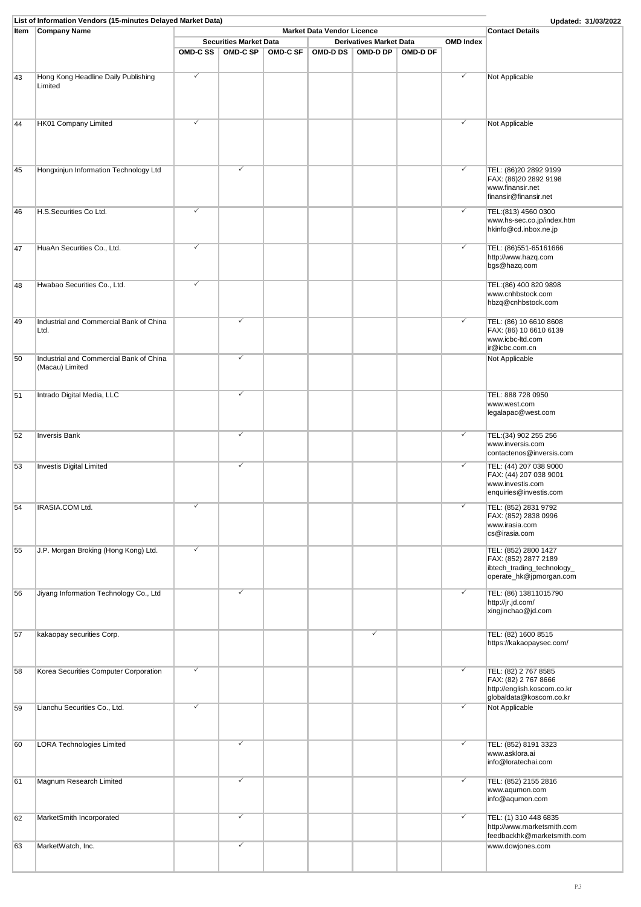**List of Information Vendors (15-minutes Delayed Market Data)** Updated: 31/03/2022

| Item | Company Name | Market Data Vendor Licence | | | | | | | Contact Details |
|---|---|---|---|---|---|---|---|---|---|
| | | Securities Market Data | | | Derivatives Market Data | | | OMD Index | |
| | | OMD-C SS | OMD-C SP | OMD-C SF | OMD-D DS | OMD-D DP | OMD-D DF | | |
| 43 | Hong Kong Headline Daily Publishing Limited | ✓ | | | | | | ✓ | Not Applicable |
| 44 | HK01 Company Limited | ✓ | | | | | | ✓ | Not Applicable |
| 45 | Hongxinjun Information Technology Ltd | | ✓ | | | | | ✓ | TEL: (86)20 2892 9199<br>FAX: (86)20 2892 9198<br>www.finansir.net<br>finansir@finansir.net |
| 46 | H.S.Securities Co Ltd. | ✓ | | | | | | ✓ | TEL:(813) 4560 0300<br>www.hs-sec.co.jp/index.htm<br>hkinfo@cd.inbox.ne.jp |
| 47 | HuaAn Securities Co., Ltd. | ✓ | | | | | | ✓ | TEL: (86)551-65161666<br>http://www.hazq.com<br>bgs@hazq.com |
| 48 | Hwabao Securities Co., Ltd. | ✓ | | | | | | | TEL:(86) 400 820 9898<br>www.cnhbstock.com<br>hbzq@cnhbstock.com |
| 49 | Industrial and Commercial Bank of China Ltd. | | ✓ | | | | | ✓ | TEL: (86) 10 6610 8608<br>FAX: (86) 10 6610 6139<br>www.icbc-ltd.com<br>ir@icbc.com.cn |
| 50 | Industrial and Commercial Bank of China (Macau) Limited | | ✓ | | | | | | Not Applicable |
| 51 | Intrado Digital Media, LLC | | ✓ | | | | | | TEL: 888 728 0950<br>www.west.com<br>legalapac@west.com |
| 52 | Inversis Bank | | ✓ | | | | | ✓ | TEL:(34) 902 255 256<br>www.inversis.com<br>contactenos@inversis.com |
| 53 | Investis Digital Limited | | ✓ | | | | | ✓ | TEL: (44) 207 038 9000<br>FAX: (44) 207 038 9001<br>www.investis.com<br>enquiries@investis.com |
| 54 | IRASIA.COM Ltd. | ✓ | | | | | | ✓ | TEL: (852) 2831 9792<br>FAX: (852) 2838 0996<br>www.irasia.com<br>cs@irasia.com |
| 55 | J.P. Morgan Broking (Hong Kong) Ltd. | ✓ | | | | | | | TEL: (852) 2800 1427<br>FAX: (852) 2877 2189<br>ibtech_trading_technology_<br>operate_hk@jpmorgan.com |
| 56 | Jiyang Information Technology Co., Ltd | | ✓ | | | | | ✓ | TEL: (86) 13811015790<br>http://jr.jd.com/<br>xingjinchao@jd.com |
| 57 | kakaopay securities Corp. | | | | | ✓ | | | TEL: (82) 1600 8515<br>https://kakaopaysec.com/ |
| 58 | Korea Securities Computer Corporation | ✓ | | | | | | ✓ | TEL: (82) 2 767 8585<br>FAX: (82) 2 767 8666<br>http://english.koscom.co.kr<br>globaldata@koscom.co.kr |
| 59 | Lianchu Securities Co., Ltd. | ✓ | | | | | | ✓ | Not Applicable |
| 60 | LORA Technologies Limited | | ✓ | | | | | ✓ | TEL: (852) 8191 3323<br>www.asklora.ai<br>info@loratechai.com |
| 61 | Magnum Research Limited | | ✓ | | | | | ✓ | TEL: (852) 2155 2816<br>www.aqumon.com<br>info@aqumon.com |
| 62 | MarketSmith Incorporated | | ✓ | | | | | ✓ | TEL: (1) 310 448 6835<br>http://www.marketsmith.com<br>feedbackhk@marketsmith.com |
| 63 | MarketWatch, Inc. | | ✓ | | | | | | www.dowjones.com |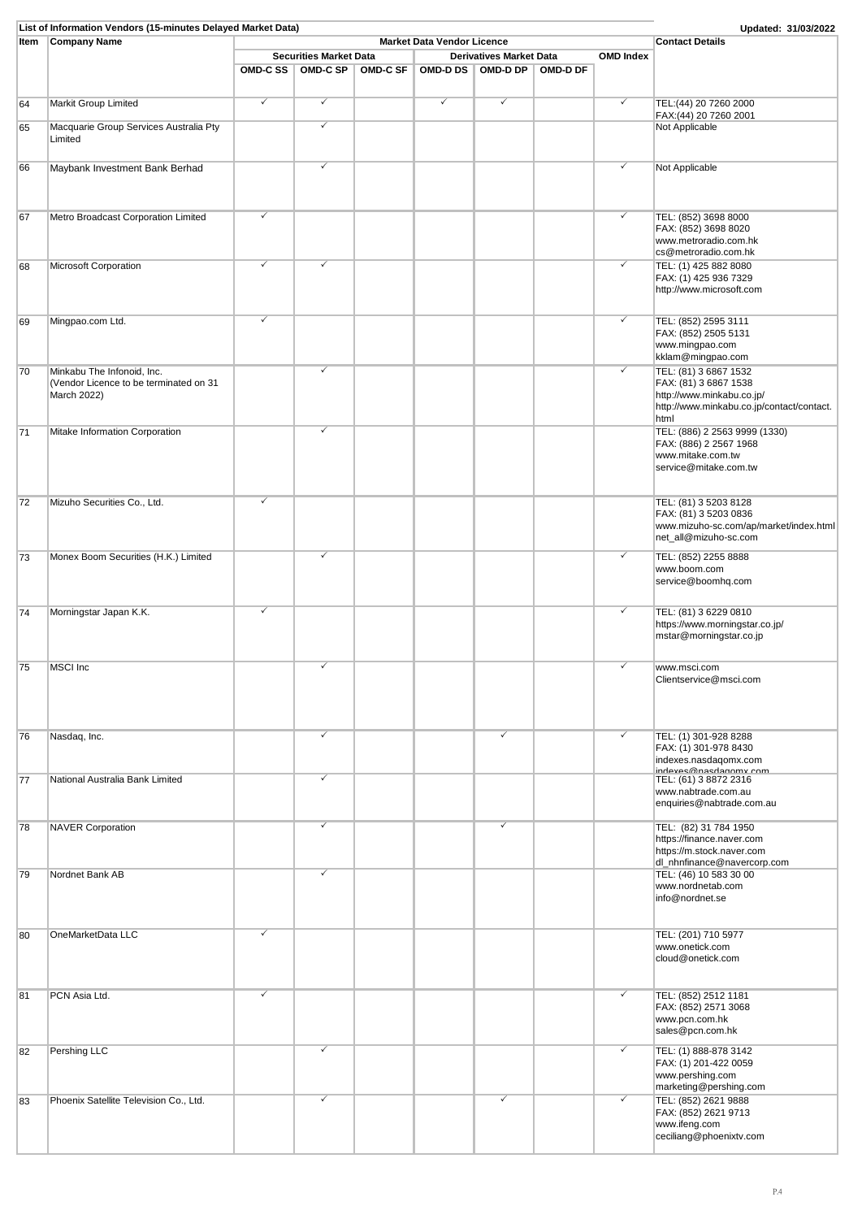**List of Information Vendors (15-minutes Delayed Market Data)** Updated: 31/03/2022

| Item | Company Name | Market Data Vendor Licence | | | | | | | Contact Details |
|---|---|---|---|---|---|---|---|---|---|
| | | Securities Market Data | | | Derivatives Market Data | | | OMD Index | |
| | | OMD-C SS | OMD-C SP | OMD-C SF | OMD-D DS | OMD-D DP | OMD-D DF | | |
| 64 | Markit Group Limited | ✓ | ✓ | | ✓ | ✓ | | ✓ | TEL:(44) 20 7260 2000<br>FAX:(44) 20 7260 2001 |
| 65 | Macquarie Group Services Australia Pty Limited | | ✓ | | | | | | Not Applicable |
| 66 | Maybank Investment Bank Berhad | | ✓ | | | | | ✓ | Not Applicable |
| 67 | Metro Broadcast Corporation Limited | ✓ | | | | | | ✓ | TEL: (852) 3698 8000<br>FAX: (852) 3698 8020<br>www.metroradio.com.hk<br>cs@metroradio.com.hk |
| 68 | Microsoft Corporation | ✓ | ✓ | | | | | ✓ | TEL: (1) 425 882 8080<br>FAX: (1) 425 936 7329<br>http://www.microsoft.com |
| 69 | Mingpao.com Ltd. | ✓ | | | | | | ✓ | TEL: (852) 2595 3111<br>FAX: (852) 2505 5131<br>www.mingpao.com<br>kklam@mingpao.com |
| 70 | Minkabu The Infonoid, Inc.<br>(Vendor Licence to be terminated on 31 March 2022) | | ✓ | | | | | ✓ | TEL: (81) 3 6867 1532<br>FAX: (81) 3 6867 1538<br>http://www.minkabu.co.jp/<br>http://www.minkabu.co.jp/contact/contact.html |
| 71 | Mitake Information Corporation | | ✓ | | | | | | TEL: (886) 2 2563 9999 (1330)<br>FAX: (886) 2 2567 1968<br>www.mitake.com.tw<br>service@mitake.com.tw |
| 72 | Mizuho Securities Co., Ltd. | ✓ | | | | | | | TEL: (81) 3 5203 8128<br>FAX: (81) 3 5203 0836<br>www.mizuho-sc.com/ap/market/index.html<br>net_all@mizuho-sc.com |
| 73 | Monex Boom Securities (H.K.) Limited | | ✓ | | | | | ✓ | TEL: (852) 2255 8888<br>www.boom.com<br>service@boomhq.com |
| 74 | Morningstar Japan K.K. | ✓ | | | | | | ✓ | TEL: (81) 3 6229 0810<br>https://www.morningstar.co.jp/<br>mstar@morningstar.co.jp |
| 75 | MSCI Inc | | ✓ | | | | | ✓ | www.msci.com<br>Clientservice@msci.com |
| 76 | Nasdaq, Inc. | | ✓ | | | ✓ | | ✓ | TEL: (1) 301-928 8288<br>FAX: (1) 301-978 8430<br>indexes.nasdaqomx.com<br>indexes@nasdaqomx.com |
| 77 | National Australia Bank Limited | | ✓ | | | | | | TEL: (61) 3 8872 2316<br>www.nabtrade.com.au<br>enquiries@nabtrade.com.au |
| 78 | NAVER Corporation | | ✓ | | | ✓ | | | TEL: (82) 31 784 1950<br>https://finance.naver.com<br>https://m.stock.naver.com<br>dl_nhnfinance@navercorp.com |
| 79 | Nordnet Bank AB | | ✓ | | | | | | TEL: (46) 10 583 30 00<br>www.nordnetab.com<br>info@nordnet.se |
| 80 | OneMarketData LLC | ✓ | | | | | | | TEL: (201) 710 5977<br>www.onetick.com<br>cloud@onetick.com |
| 81 | PCN Asia Ltd. | ✓ | | | | | | ✓ | TEL: (852) 2512 1181<br>FAX: (852) 2571 3068<br>www.pcn.com.hk<br>sales@pcn.com.hk |
| 82 | Pershing LLC | | ✓ | | | | | ✓ | TEL: (1) 888-878 3142<br>FAX: (1) 201-422 0059<br>www.pershing.com<br>marketing@pershing.com |
| 83 | Phoenix Satellite Television Co., Ltd. | | ✓ | | | ✓ | | ✓ | TEL: (852) 2621 9888<br>FAX: (852) 2621 9713<br>www.ifeng.com<br>ceciliang@phoenixtv.com |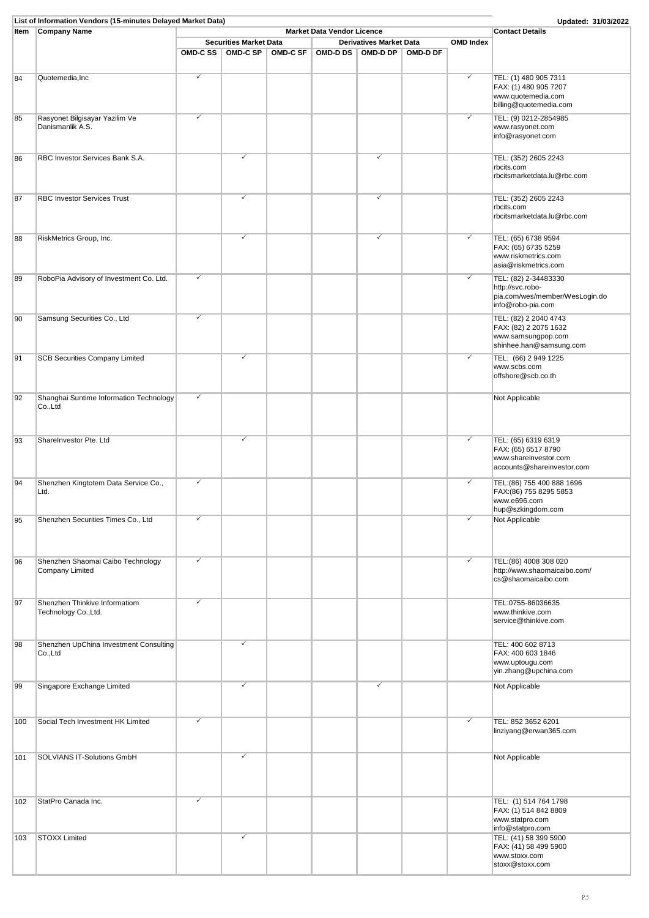**List of Information Vendors (15-minutes Delayed Market Data)** | Updated: 31/03/2022

| Item | Company Name | Market Data Vendor Licence | | | | | | | Contact Details |
|---|---|---|---|---|---|---|---|---|---|
| | | Securities Market Data | | | Derivatives Market Data | | | OMD Index | |
| | | OMD-C SS | OMD-C SP | OMD-C SF | OMD-D DS | OMD-D DP | OMD-D DF | | |
| 84 | Quotemedia,Inc | ✓ | | | | | | ✓ | TEL: (1) 480 905 7311<br>FAX: (1) 480 905 7207<br>www.quotemedia.com<br>billing@quotemedia.com |
| 85 | Rasyonet Bilgisayar Yazilim Ve Danismanlik A.S. | ✓ | | | | | | ✓ | TEL: (9) 0212-2854985<br>www.rasyonet.com<br>info@rasyonet.com |
| 86 | RBC Investor Services Bank S.A. | | ✓ | | | ✓ | | | TEL: (352) 2605 2243<br>rbcits.com<br>rbcitsmarketdata.lu@rbc.com |
| 87 | RBC Investor Services Trust | | ✓ | | | ✓ | | | TEL: (352) 2605 2243<br>rbcits.com<br>rbcitsmarketdata.lu@rbc.com |
| 88 | RiskMetrics Group, Inc. | | ✓ | | | ✓ | | ✓ | TEL: (65) 6738 9594<br>FAX: (65) 6735 5259<br>www.riskmetrics.com<br>asia@riskmetrics.com |
| 89 | RoboPia Advisory of Investment Co. Ltd. | ✓ | | | | | | ✓ | TEL: (82) 2-34483330<br>http://svc.robo-pia.com/wes/member/WesLogin.do<br>info@robo-pia.com |
| 90 | Samsung Securities Co., Ltd | ✓ | | | | | | | TEL: (82) 2 2040 4743<br>FAX: (82) 2 2075 1632<br>www.samsungpop.com<br>shinhee.han@samsung.com |
| 91 | SCB Securities Company Limited | | ✓ | | | | | ✓ | TEL: (66) 2 949 1225<br>www.scbs.com<br>offshore@scb.co.th |
| 92 | Shanghai Suntime Information Technology Co.,Ltd | ✓ | | | | | | | Not Applicable |
| 93 | ShareInvestor Pte. Ltd | | ✓ | | | | | ✓ | TEL: (65) 6319 6319<br>FAX: (65) 6517 8790<br>www.shareinvestor.com<br>accounts@shareinvestor.com |
| 94 | Shenzhen Kingtotem Data Service Co., Ltd. | ✓ | | | | | | ✓ | TEL:(86) 755 400 888 1696<br>FAX:(86) 755 8295 5853<br>www.e696.com<br>hup@szkingdom.com |
| 95 | Shenzhen Securities Times Co., Ltd | ✓ | | | | | | ✓ | Not Applicable |
| 96 | Shenzhen Shaomai Caibo Technology Company Limited | ✓ | | | | | | ✓ | TEL:(86) 4008 308 020<br>http://www.shaomaicaibo.com/<br>cs@shaomaicaibo.com |
| 97 | Shenzhen Thinkive Informatiom Technology Co.,Ltd. | ✓ | | | | | | | TEL:0755-86036635<br>www.thinkive.com<br>service@thinkive.com |
| 98 | Shenzhen UpChina Investment Consulting Co.,Ltd | | ✓ | | | | | | TEL: 400 602 8713<br>FAX: 400 603 1846<br>www.uptougu.com<br>yin.zhang@upchina.com |
| 99 | Singapore Exchange Limited | | ✓ | | | ✓ | | | Not Applicable |
| 100 | Social Tech Investment HK Limited | ✓ | | | | | | ✓ | TEL: 852 3652 6201<br>linziyang@erwan365.com |
| 101 | SOLVIANS IT-Solutions GmbH | | ✓ | | | | | | Not Applicable |
| 102 | StatPro Canada Inc. | ✓ | | | | | | | TEL: (1) 514 764 1798<br>FAX: (1) 514 842 8809<br>www.statpro.com<br>info@statpro.com |
| 103 | STOXX Limited | | ✓ | | | | | | TEL: (41) 58 399 5900<br>FAX: (41) 58 499 5900<br>www.stoxx.com<br>stoxx@stoxx.com |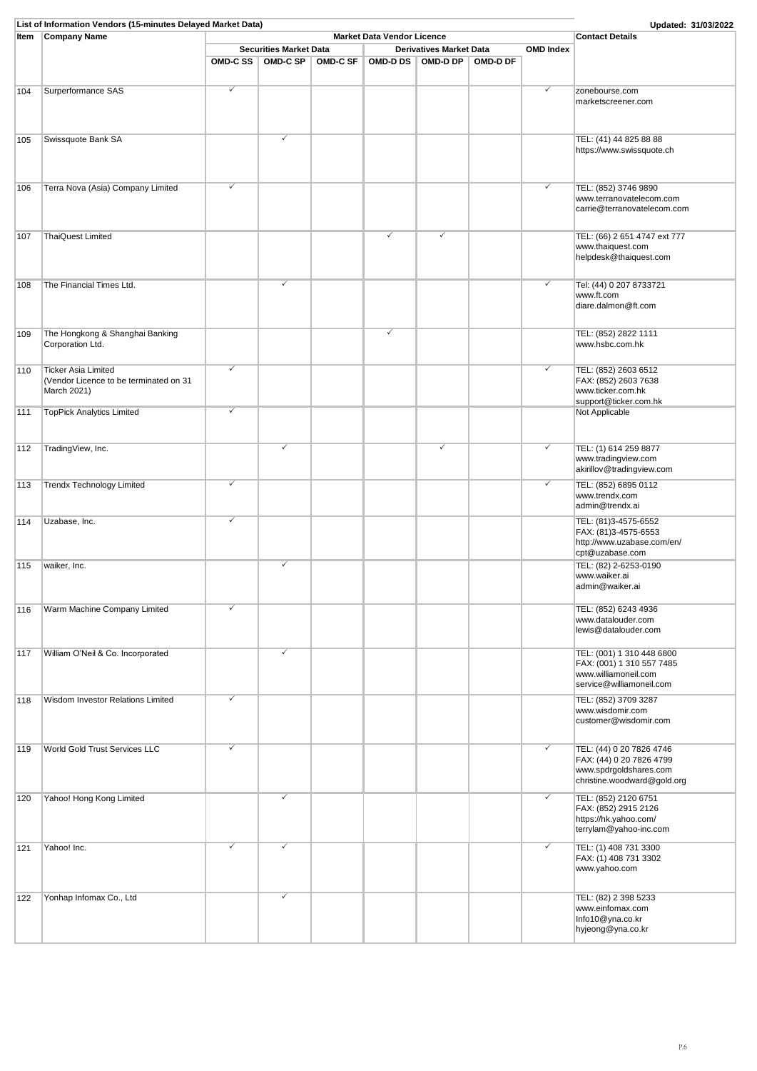**List of Information Vendors (15-minutes Delayed Market Data)** | **Updated: 31/03/2022**

| Item | Company Name | Market Data Vendor Licence | | | | | | | Contact Details |
|---|---|---|---|---|---|---|---|---|---|
| | | Securities Market Data | | | Derivatives Market Data | | | OMD Index | |
| | | OMD-C SS | OMD-C SP | OMD-C SF | OMD-D DS | OMD-D DP | OMD-D DF | | |
| 104 | Surperformance SAS | ✓ | | | | | | ✓ | zonebourse.com<br>marketscreener.com |
| 105 | Swissquote Bank SA | | ✓ | | | | | | TEL: (41) 44 825 88 88<br>https://www.swissquote.ch |
| 106 | Terra Nova (Asia) Company Limited | ✓ | | | | | | ✓ | TEL: (852) 3746 9890<br>www.terranovatelecom.com<br>carrie@terranovatelecom.com |
| 107 | ThaiQuest Limited | | | | ✓ | ✓ | | | TEL: (66) 2 651 4747 ext 777<br>www.thaiquest.com<br>helpdesk@thaiquest.com |
| 108 | The Financial Times Ltd. | | ✓ | | | | | ✓ | Tel: (44) 0 207 8733721<br>www.ft.com<br>diare.dalmon@ft.com |
| 109 | The Hongkong & Shanghai Banking Corporation Ltd. | | | | ✓ | | | | TEL: (852) 2822 1111<br>www.hsbc.com.hk |
| 110 | Ticker Asia Limited<br>(Vendor Licence to be terminated on 31 March 2021) | ✓ | | | | | | ✓ | TEL: (852) 2603 6512<br>FAX: (852) 2603 7638<br>www.ticker.com.hk<br>support@ticker.com.hk |
| 111 | TopPick Analytics Limited | ✓ | | | | | | | Not Applicable |
| 112 | TradingView, Inc. | | ✓ | | | ✓ | | ✓ | TEL: (1) 614 259 8877<br>www.tradingview.com<br>akirillov@tradingview.com |
| 113 | Trendx Technology Limited | ✓ | | | | | | ✓ | TEL: (852) 6895 0112<br>www.trendx.com<br>admin@trendx.ai |
| 114 | Uzabase, Inc. | ✓ | | | | | | | TEL: (81)3-4575-6552<br>FAX: (81)3-4575-6553<br>http://www.uzabase.com/en/<br>cpt@uzabase.com |
| 115 | waiker, Inc. | | ✓ | | | | | | TEL: (82) 2-6253-0190<br>www.waiker.ai<br>admin@waiker.ai |
| 116 | Warm Machine Company Limited | ✓ | | | | | | | TEL: (852) 6243 4936<br>www.datalouder.com<br>lewis@datalouder.com |
| 117 | William O'Neil & Co. Incorporated | | ✓ | | | | | | TEL: (001) 1 310 448 6800<br>FAX: (001) 1 310 557 7485<br>www.williamoneil.com<br>service@williamoneil.com |
| 118 | Wisdom Investor Relations Limited | ✓ | | | | | | | TEL: (852) 3709 3287<br>www.wisdomir.com<br>customer@wisdomir.com |
| 119 | World Gold Trust Services LLC | ✓ | | | | | | ✓ | TEL: (44) 0 20 7826 4746<br>FAX: (44) 0 20 7826 4799<br>www.spdrgoldshares.com<br>christine.woodward@gold.org |
| 120 | Yahoo! Hong Kong Limited | | ✓ | | | | | ✓ | TEL: (852) 2120 6751<br>FAX: (852) 2915 2126<br>https://hk.yahoo.com/<br>terrylam@yahoo-inc.com |
| 121 | Yahoo! Inc. | ✓ | ✓ | | | | | ✓ | TEL: (1) 408 731 3300<br>FAX: (1) 408 731 3302<br>www.yahoo.com |
| 122 | Yonhap Infomax Co., Ltd | | ✓ | | | | | | TEL: (82) 2 398 5233<br>www.einfomax.com<br>Info10@yna.co.kr<br>hyjeong@yna.co.kr |